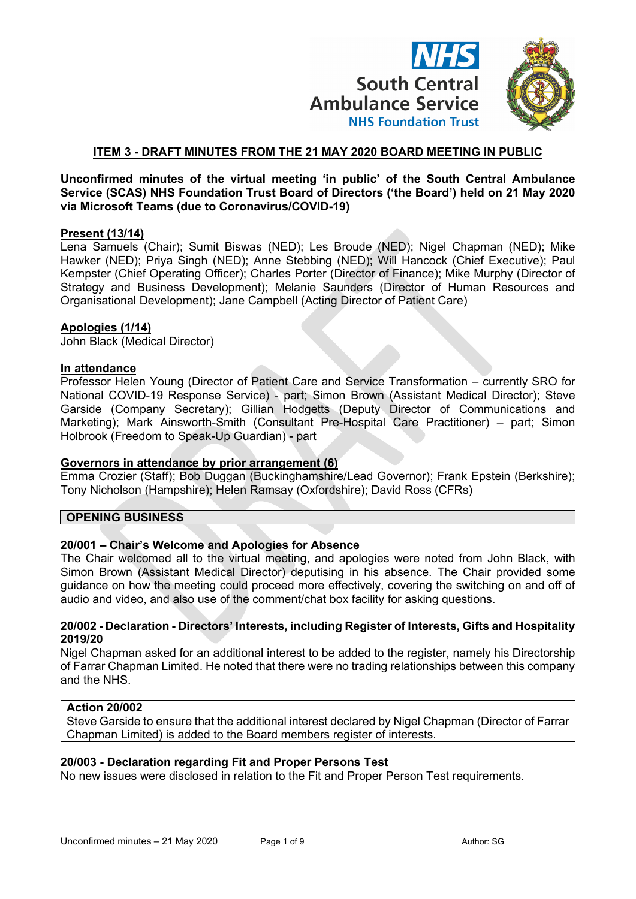**ITEM 3 - DRAFT MINUTES FROM THE 21 MAY 2020 BOARD MEETING IN PUBLIC**

**Unconfirmed minutes of the virtual meeting 'in public' of the South Central Ambulance Service (SCAS) NHS Foundation Trust Board of Directors ('the Board') held on 21 May 2020 via Microsoft Teams (due to Coronavirus/COVID-19)**

**Present (13/14)**
Lena Samuels (Chair); Sumit Biswas (NED); Les Broude (NED); Nigel Chapman (NED); Mike Hawker (NED); Priya Singh (NED); Anne Stebbing (NED); Will Hancock (Chief Executive); Paul Kempster (Chief Operating Officer); Charles Porter (Director of Finance); Mike Murphy (Director of Strategy and Business Development); Melanie Saunders (Director of Human Resources and Organisational Development); Jane Campbell (Acting Director of Patient Care)

**Apologies (1/14)**
John Black (Medical Director)

**In attendance**
Professor Helen Young (Director of Patient Care and Service Transformation – currently SRO for National COVID-19 Response Service) - part; Simon Brown (Assistant Medical Director); Steve Garside (Company Secretary); Gillian Hodgetts (Deputy Director of Communications and Marketing); Mark Ainsworth-Smith (Consultant Pre-Hospital Care Practitioner) – part; Simon Holbrook (Freedom to Speak-Up Guardian) - part

**Governors in attendance by prior arrangement (6)**
Emma Crozier (Staff); Bob Duggan (Buckinghamshire/Lead Governor); Frank Epstein (Berkshire); Tony Nicholson (Hampshire); Helen Ramsay (Oxfordshire); David Ross (CFRs)

## OPENING BUSINESS

### 20/001 – Chair's Welcome and Apologies for Absence

The Chair welcomed all to the virtual meeting, and apologies were noted from John Black, with Simon Brown (Assistant Medical Director) deputising in his absence. The Chair provided some guidance on how the meeting could proceed more effectively, covering the switching on and off of audio and video, and also use of the comment/chat box facility for asking questions.

### 20/002 - Declaration - Directors' Interests, including Register of Interests, Gifts and Hospitality 2019/20

Nigel Chapman asked for an additional interest to be added to the register, namely his Directorship of Farrar Chapman Limited. He noted that there were no trading relationships between this company and the NHS.

| **Action 20/002** |
|---|
| Steve Garside to ensure that the additional interest declared by Nigel Chapman (Director of Farrar Chapman Limited) is added to the Board members register of interests. |

### 20/003 - Declaration regarding Fit and Proper Persons Test

No new issues were disclosed in relation to the Fit and Proper Person Test requirements.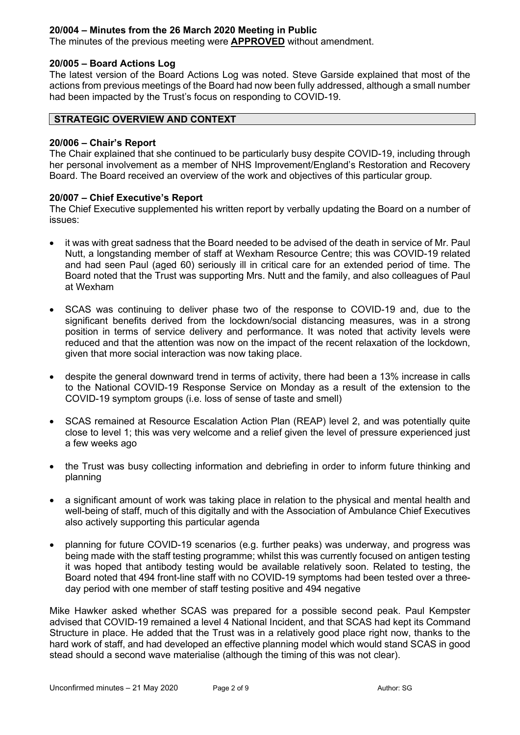**20/004 – Minutes from the 26 March 2020 Meeting in Public**

The minutes of the previous meeting were **APPROVED** without amendment.

**20/005 – Board Actions Log**

The latest version of the Board Actions Log was noted. Steve Garside explained that most of the actions from previous meetings of the Board had now been fully addressed, although a small number had been impacted by the Trust's focus on responding to COVID-19.

## STRATEGIC OVERVIEW AND CONTEXT

**20/006 – Chair's Report**

The Chair explained that she continued to be particularly busy despite COVID-19, including through her personal involvement as a member of NHS Improvement/England's Restoration and Recovery Board. The Board received an overview of the work and objectives of this particular group.

**20/007 – Chief Executive's Report**

The Chief Executive supplemented his written report by verbally updating the Board on a number of issues:

- it was with great sadness that the Board needed to be advised of the death in service of Mr. Paul Nutt, a longstanding member of staff at Wexham Resource Centre; this was COVID-19 related and had seen Paul (aged 60) seriously ill in critical care for an extended period of time. The Board noted that the Trust was supporting Mrs. Nutt and the family, and also colleagues of Paul at Wexham

- SCAS was continuing to deliver phase two of the response to COVID-19 and, due to the significant benefits derived from the lockdown/social distancing measures, was in a strong position in terms of service delivery and performance. It was noted that activity levels were reduced and that the attention was now on the impact of the recent relaxation of the lockdown, given that more social interaction was now taking place.

- despite the general downward trend in terms of activity, there had been a 13% increase in calls to the National COVID-19 Response Service on Monday as a result of the extension to the COVID-19 symptom groups (i.e. loss of sense of taste and smell)

- SCAS remained at Resource Escalation Action Plan (REAP) level 2, and was potentially quite close to level 1; this was very welcome and a relief given the level of pressure experienced just a few weeks ago

- the Trust was busy collecting information and debriefing in order to inform future thinking and planning

- a significant amount of work was taking place in relation to the physical and mental health and well-being of staff, much of this digitally and with the Association of Ambulance Chief Executives also actively supporting this particular agenda

- planning for future COVID-19 scenarios (e.g. further peaks) was underway, and progress was being made with the staff testing programme; whilst this was currently focused on antigen testing it was hoped that antibody testing would be available relatively soon. Related to testing, the Board noted that 494 front-line staff with no COVID-19 symptoms had been tested over a three-day period with one member of staff testing positive and 494 negative

Mike Hawker asked whether SCAS was prepared for a possible second peak. Paul Kempster advised that COVID-19 remained a level 4 National Incident, and that SCAS had kept its Command Structure in place. He added that the Trust was in a relatively good place right now, thanks to the hard work of staff, and had developed an effective planning model which would stand SCAS in good stead should a second wave materialise (although the timing of this was not clear).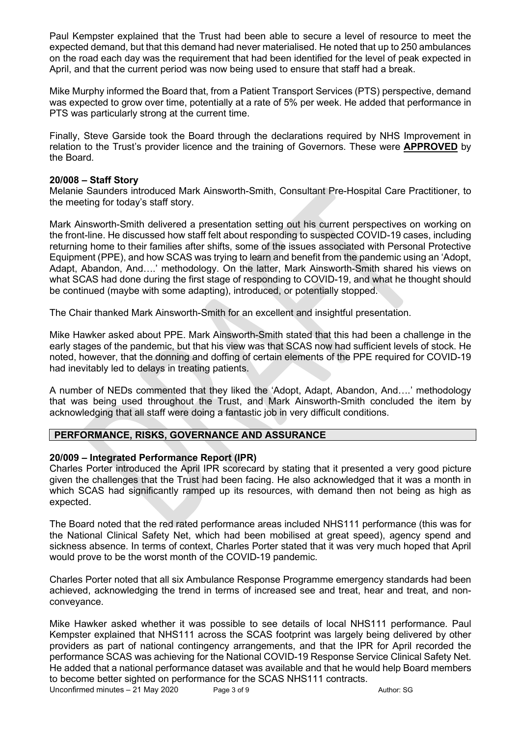Paul Kempster explained that the Trust had been able to secure a level of resource to meet the expected demand, but that this demand had never materialised. He noted that up to 250 ambulances on the road each day was the requirement that had been identified for the level of peak expected in April, and that the current period was now being used to ensure that staff had a break.

Mike Murphy informed the Board that, from a Patient Transport Services (PTS) perspective, demand was expected to grow over time, potentially at a rate of 5% per week. He added that performance in PTS was particularly strong at the current time.

Finally, Steve Garside took the Board through the declarations required by NHS Improvement in relation to the Trust's provider licence and the training of Governors. These were **APPROVED** by the Board.

**20/008 – Staff Story**

Melanie Saunders introduced Mark Ainsworth-Smith, Consultant Pre-Hospital Care Practitioner, to the meeting for today's staff story.

Mark Ainsworth-Smith delivered a presentation setting out his current perspectives on working on the front-line. He discussed how staff felt about responding to suspected COVID-19 cases, including returning home to their families after shifts, some of the issues associated with Personal Protective Equipment (PPE), and how SCAS was trying to learn and benefit from the pandemic using an 'Adopt, Adapt, Abandon, And….' methodology. On the latter, Mark Ainsworth-Smith shared his views on what SCAS had done during the first stage of responding to COVID-19, and what he thought should be continued (maybe with some adapting), introduced, or potentially stopped.

The Chair thanked Mark Ainsworth-Smith for an excellent and insightful presentation.

Mike Hawker asked about PPE. Mark Ainsworth-Smith stated that this had been a challenge in the early stages of the pandemic, but that his view was that SCAS now had sufficient levels of stock. He noted, however, that the donning and doffing of certain elements of the PPE required for COVID-19 had inevitably led to delays in treating patients.

A number of NEDs commented that they liked the 'Adopt, Adapt, Abandon, And….' methodology that was being used throughout the Trust, and Mark Ainsworth-Smith concluded the item by acknowledging that all staff were doing a fantastic job in very difficult conditions.

## PERFORMANCE, RISKS, GOVERNANCE AND ASSURANCE

**20/009 – Integrated Performance Report (IPR)**

Charles Porter introduced the April IPR scorecard by stating that it presented a very good picture given the challenges that the Trust had been facing. He also acknowledged that it was a month in which SCAS had significantly ramped up its resources, with demand then not being as high as expected.

The Board noted that the red rated performance areas included NHS111 performance (this was for the National Clinical Safety Net, which had been mobilised at great speed), agency spend and sickness absence. In terms of context, Charles Porter stated that it was very much hoped that April would prove to be the worst month of the COVID-19 pandemic.

Charles Porter noted that all six Ambulance Response Programme emergency standards had been achieved, acknowledging the trend in terms of increased see and treat, hear and treat, and non-conveyance.

Mike Hawker asked whether it was possible to see details of local NHS111 performance. Paul Kempster explained that NHS111 across the SCAS footprint was largely being delivered by other providers as part of national contingency arrangements, and that the IPR for April recorded the performance SCAS was achieving for the National COVID-19 Response Service Clinical Safety Net. He added that a national performance dataset was available and that he would help Board members to become better sighted on performance for the SCAS NHS111 contracts.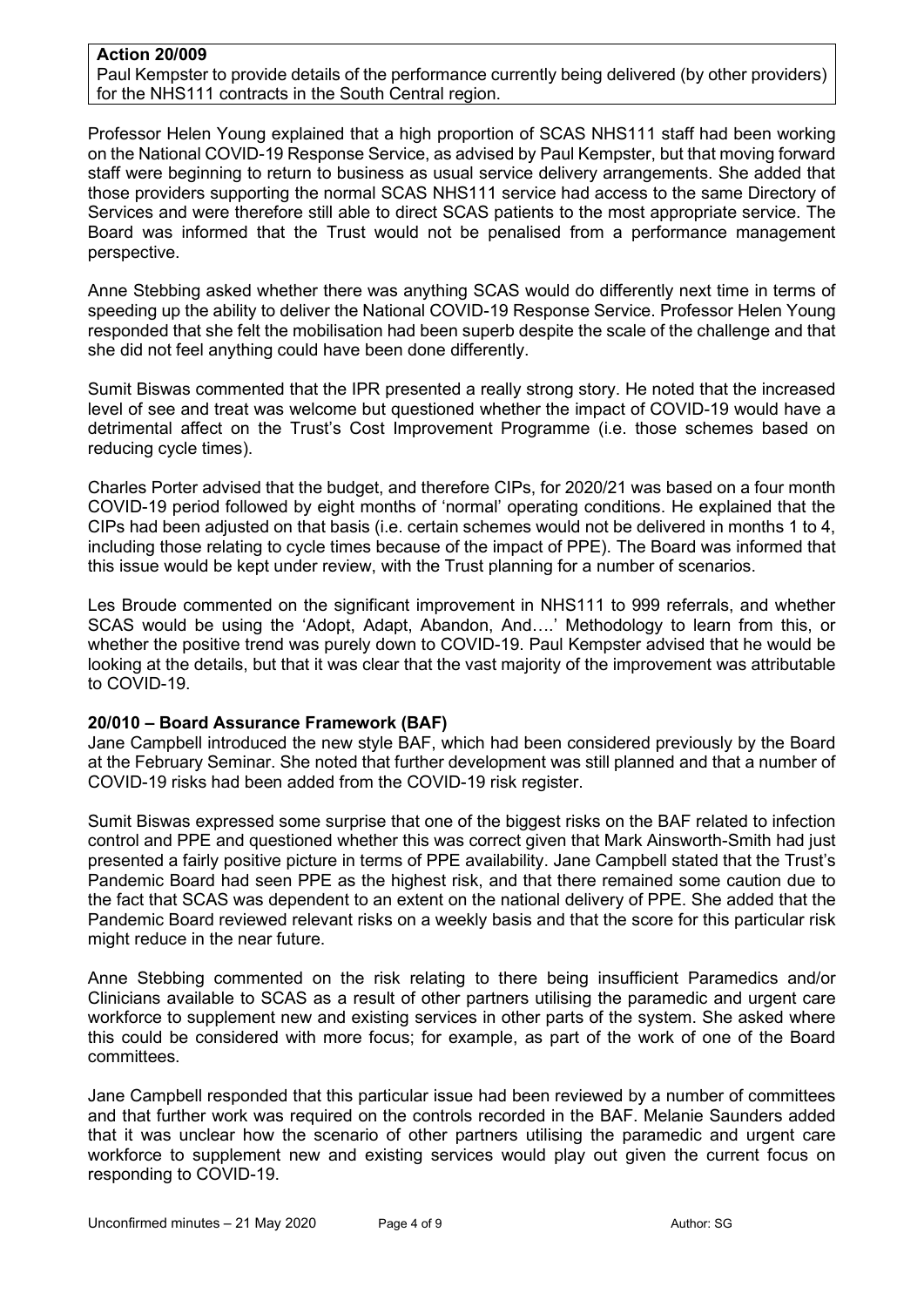**Action 20/009**
Paul Kempster to provide details of the performance currently being delivered (by other providers) for the NHS111 contracts in the South Central region.

Professor Helen Young explained that a high proportion of SCAS NHS111 staff had been working on the National COVID-19 Response Service, as advised by Paul Kempster, but that moving forward staff were beginning to return to business as usual service delivery arrangements. She added that those providers supporting the normal SCAS NHS111 service had access to the same Directory of Services and were therefore still able to direct SCAS patients to the most appropriate service. The Board was informed that the Trust would not be penalised from a performance management perspective.

Anne Stebbing asked whether there was anything SCAS would do differently next time in terms of speeding up the ability to deliver the National COVID-19 Response Service. Professor Helen Young responded that she felt the mobilisation had been superb despite the scale of the challenge and that she did not feel anything could have been done differently.

Sumit Biswas commented that the IPR presented a really strong story. He noted that the increased level of see and treat was welcome but questioned whether the impact of COVID-19 would have a detrimental affect on the Trust's Cost Improvement Programme (i.e. those schemes based on reducing cycle times).

Charles Porter advised that the budget, and therefore CIPs, for 2020/21 was based on a four month COVID-19 period followed by eight months of 'normal' operating conditions. He explained that the CIPs had been adjusted on that basis (i.e. certain schemes would not be delivered in months 1 to 4, including those relating to cycle times because of the impact of PPE). The Board was informed that this issue would be kept under review, with the Trust planning for a number of scenarios.

Les Broude commented on the significant improvement in NHS111 to 999 referrals, and whether SCAS would be using the 'Adopt, Adapt, Abandon, And….' Methodology to learn from this, or whether the positive trend was purely down to COVID-19. Paul Kempster advised that he would be looking at the details, but that it was clear that the vast majority of the improvement was attributable to COVID-19.

**20/010 – Board Assurance Framework (BAF)**
Jane Campbell introduced the new style BAF, which had been considered previously by the Board at the February Seminar. She noted that further development was still planned and that a number of COVID-19 risks had been added from the COVID-19 risk register.

Sumit Biswas expressed some surprise that one of the biggest risks on the BAF related to infection control and PPE and questioned whether this was correct given that Mark Ainsworth-Smith had just presented a fairly positive picture in terms of PPE availability. Jane Campbell stated that the Trust's Pandemic Board had seen PPE as the highest risk, and that there remained some caution due to the fact that SCAS was dependent to an extent on the national delivery of PPE. She added that the Pandemic Board reviewed relevant risks on a weekly basis and that the score for this particular risk might reduce in the near future.

Anne Stebbing commented on the risk relating to there being insufficient Paramedics and/or Clinicians available to SCAS as a result of other partners utilising the paramedic and urgent care workforce to supplement new and existing services in other parts of the system. She asked where this could be considered with more focus; for example, as part of the work of one of the Board committees.

Jane Campbell responded that this particular issue had been reviewed by a number of committees and that further work was required on the controls recorded in the BAF. Melanie Saunders added that it was unclear how the scenario of other partners utilising the paramedic and urgent care workforce to supplement new and existing services would play out given the current focus on responding to COVID-19.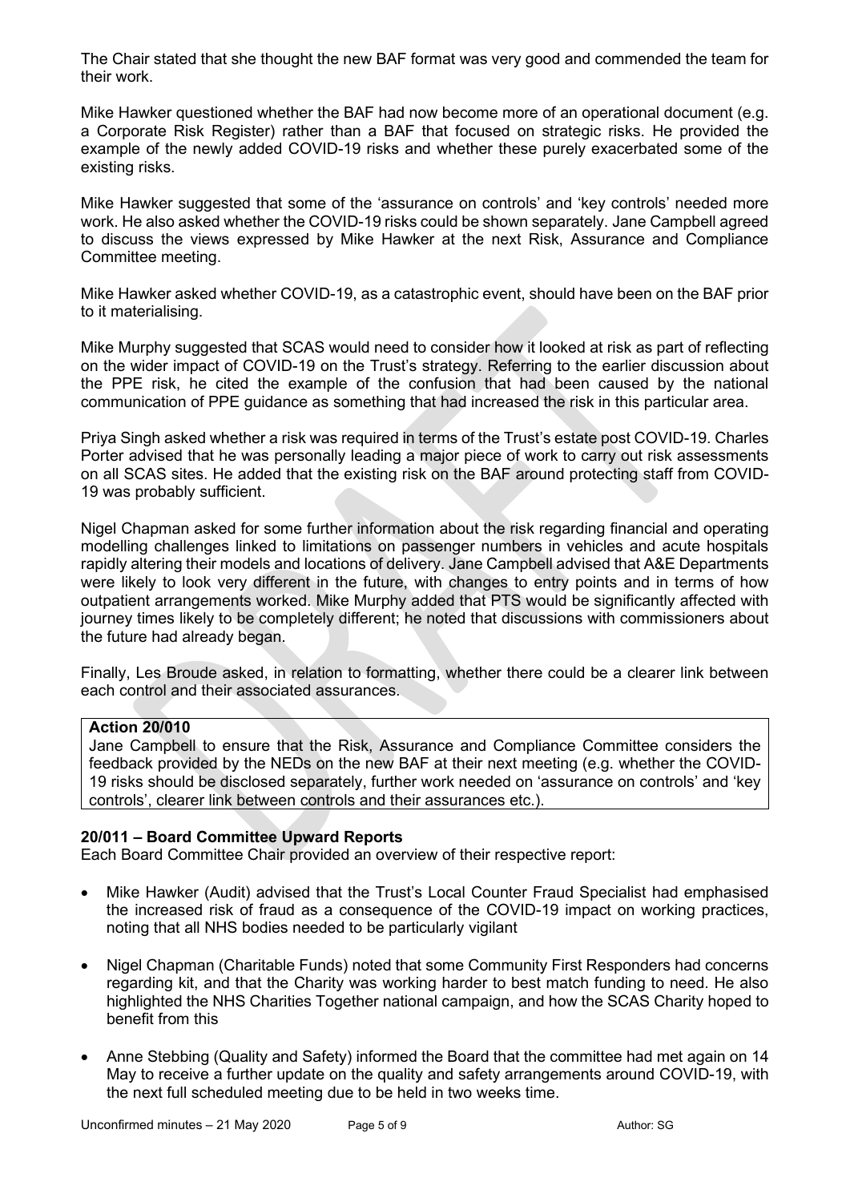The Chair stated that she thought the new BAF format was very good and commended the team for their work.

Mike Hawker questioned whether the BAF had now become more of an operational document (e.g. a Corporate Risk Register) rather than a BAF that focused on strategic risks. He provided the example of the newly added COVID-19 risks and whether these purely exacerbated some of the existing risks.

Mike Hawker suggested that some of the 'assurance on controls' and 'key controls' needed more work. He also asked whether the COVID-19 risks could be shown separately. Jane Campbell agreed to discuss the views expressed by Mike Hawker at the next Risk, Assurance and Compliance Committee meeting.

Mike Hawker asked whether COVID-19, as a catastrophic event, should have been on the BAF prior to it materialising.

Mike Murphy suggested that SCAS would need to consider how it looked at risk as part of reflecting on the wider impact of COVID-19 on the Trust's strategy. Referring to the earlier discussion about the PPE risk, he cited the example of the confusion that had been caused by the national communication of PPE guidance as something that had increased the risk in this particular area.

Priya Singh asked whether a risk was required in terms of the Trust's estate post COVID-19. Charles Porter advised that he was personally leading a major piece of work to carry out risk assessments on all SCAS sites. He added that the existing risk on the BAF around protecting staff from COVID-19 was probably sufficient.

Nigel Chapman asked for some further information about the risk regarding financial and operating modelling challenges linked to limitations on passenger numbers in vehicles and acute hospitals rapidly altering their models and locations of delivery. Jane Campbell advised that A&E Departments were likely to look very different in the future, with changes to entry points and in terms of how outpatient arrangements worked. Mike Murphy added that PTS would be significantly affected with journey times likely to be completely different; he noted that discussions with commissioners about the future had already began.

Finally, Les Broude asked, in relation to formatting, whether there could be a clearer link between each control and their associated assurances.

| **Action 20/010**<br>Jane Campbell to ensure that the Risk, Assurance and Compliance Committee considers the feedback provided by the NEDs on the new BAF at their next meeting (e.g. whether the COVID-19 risks should be disclosed separately, further work needed on 'assurance on controls' and 'key controls', clearer link between controls and their assurances etc.). |
|---|

**20/011 – Board Committee Upward Reports**

Each Board Committee Chair provided an overview of their respective report:

- Mike Hawker (Audit) advised that the Trust's Local Counter Fraud Specialist had emphasised the increased risk of fraud as a consequence of the COVID-19 impact on working practices, noting that all NHS bodies needed to be particularly vigilant

- Nigel Chapman (Charitable Funds) noted that some Community First Responders had concerns regarding kit, and that the Charity was working harder to best match funding to need. He also highlighted the NHS Charities Together national campaign, and how the SCAS Charity hoped to benefit from this

- Anne Stebbing (Quality and Safety) informed the Board that the committee had met again on 14 May to receive a further update on the quality and safety arrangements around COVID-19, with the next full scheduled meeting due to be held in two weeks time.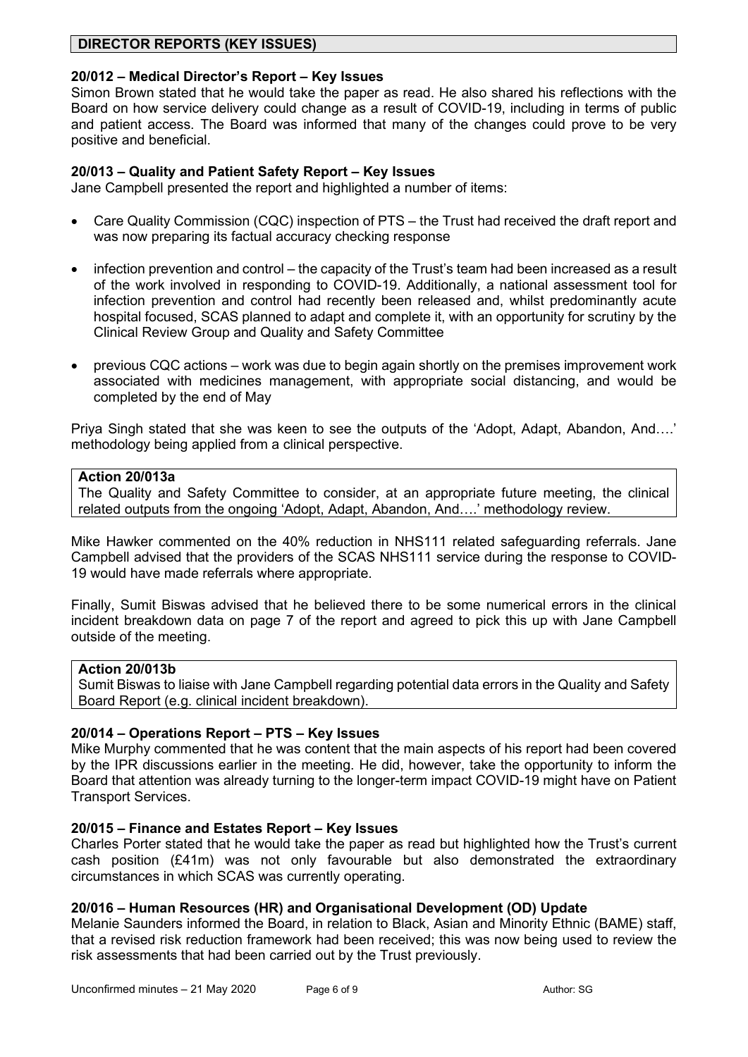## DIRECTOR REPORTS (KEY ISSUES)

### 20/012 – Medical Director's Report – Key Issues

Simon Brown stated that he would take the paper as read. He also shared his reflections with the Board on how service delivery could change as a result of COVID-19, including in terms of public and patient access. The Board was informed that many of the changes could prove to be very positive and beneficial.

### 20/013 – Quality and Patient Safety Report – Key Issues

Jane Campbell presented the report and highlighted a number of items:

- Care Quality Commission (CQC) inspection of PTS – the Trust had received the draft report and was now preparing its factual accuracy checking response
- infection prevention and control – the capacity of the Trust's team had been increased as a result of the work involved in responding to COVID-19. Additionally, a national assessment tool for infection prevention and control had recently been released and, whilst predominantly acute hospital focused, SCAS planned to adapt and complete it, with an opportunity for scrutiny by the Clinical Review Group and Quality and Safety Committee
- previous CQC actions – work was due to begin again shortly on the premises improvement work associated with medicines management, with appropriate social distancing, and would be completed by the end of May

Priya Singh stated that she was keen to see the outputs of the 'Adopt, Adapt, Abandon, And….' methodology being applied from a clinical perspective.

**Action 20/013a**
The Quality and Safety Committee to consider, at an appropriate future meeting, the clinical related outputs from the ongoing 'Adopt, Adapt, Abandon, And….' methodology review.

Mike Hawker commented on the 40% reduction in NHS111 related safeguarding referrals. Jane Campbell advised that the providers of the SCAS NHS111 service during the response to COVID-19 would have made referrals where appropriate.

Finally, Sumit Biswas advised that he believed there to be some numerical errors in the clinical incident breakdown data on page 7 of the report and agreed to pick this up with Jane Campbell outside of the meeting.

**Action 20/013b**
Sumit Biswas to liaise with Jane Campbell regarding potential data errors in the Quality and Safety Board Report (e.g. clinical incident breakdown).

### 20/014 – Operations Report – PTS – Key Issues

Mike Murphy commented that he was content that the main aspects of his report had been covered by the IPR discussions earlier in the meeting. He did, however, take the opportunity to inform the Board that attention was already turning to the longer-term impact COVID-19 might have on Patient Transport Services.

### 20/015 – Finance and Estates Report – Key Issues

Charles Porter stated that he would take the paper as read but highlighted how the Trust's current cash position (£41m) was not only favourable but also demonstrated the extraordinary circumstances in which SCAS was currently operating.

### 20/016 – Human Resources (HR) and Organisational Development (OD) Update

Melanie Saunders informed the Board, in relation to Black, Asian and Minority Ethnic (BAME) staff, that a revised risk reduction framework had been received; this was now being used to review the risk assessments that had been carried out by the Trust previously.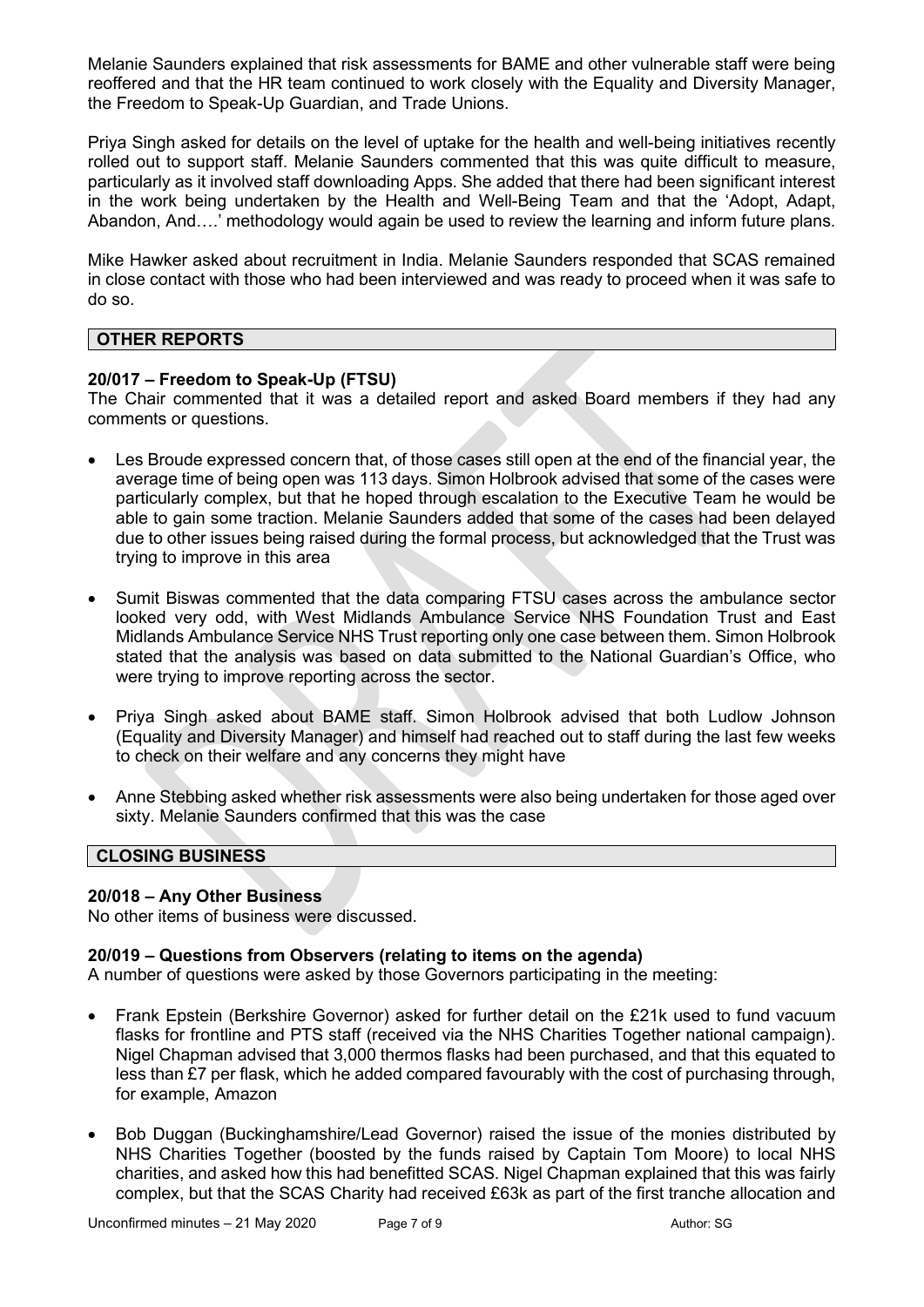Melanie Saunders explained that risk assessments for BAME and other vulnerable staff were being reoffered and that the HR team continued to work closely with the Equality and Diversity Manager, the Freedom to Speak-Up Guardian, and Trade Unions.

Priya Singh asked for details on the level of uptake for the health and well-being initiatives recently rolled out to support staff. Melanie Saunders commented that this was quite difficult to measure, particularly as it involved staff downloading Apps. She added that there had been significant interest in the work being undertaken by the Health and Well-Being Team and that the 'Adopt, Adapt, Abandon, And….' methodology would again be used to review the learning and inform future plans.

Mike Hawker asked about recruitment in India. Melanie Saunders responded that SCAS remained in close contact with those who had been interviewed and was ready to proceed when it was safe to do so.

## OTHER REPORTS

### 20/017 – Freedom to Speak-Up (FTSU)

The Chair commented that it was a detailed report and asked Board members if they had any comments or questions.

- Les Broude expressed concern that, of those cases still open at the end of the financial year, the average time of being open was 113 days. Simon Holbrook advised that some of the cases were particularly complex, but that he hoped through escalation to the Executive Team he would be able to gain some traction. Melanie Saunders added that some of the cases had been delayed due to other issues being raised during the formal process, but acknowledged that the Trust was trying to improve in this area

- Sumit Biswas commented that the data comparing FTSU cases across the ambulance sector looked very odd, with West Midlands Ambulance Service NHS Foundation Trust and East Midlands Ambulance Service NHS Trust reporting only one case between them. Simon Holbrook stated that the analysis was based on data submitted to the National Guardian's Office, who were trying to improve reporting across the sector.

- Priya Singh asked about BAME staff. Simon Holbrook advised that both Ludlow Johnson (Equality and Diversity Manager) and himself had reached out to staff during the last few weeks to check on their welfare and any concerns they might have

- Anne Stebbing asked whether risk assessments were also being undertaken for those aged over sixty. Melanie Saunders confirmed that this was the case

## CLOSING BUSINESS

### 20/018 – Any Other Business

No other items of business were discussed.

### 20/019 – Questions from Observers (relating to items on the agenda)

A number of questions were asked by those Governors participating in the meeting:

- Frank Epstein (Berkshire Governor) asked for further detail on the £21k used to fund vacuum flasks for frontline and PTS staff (received via the NHS Charities Together national campaign). Nigel Chapman advised that 3,000 thermos flasks had been purchased, and that this equated to less than £7 per flask, which he added compared favourably with the cost of purchasing through, for example, Amazon

- Bob Duggan (Buckinghamshire/Lead Governor) raised the issue of the monies distributed by NHS Charities Together (boosted by the funds raised by Captain Tom Moore) to local NHS charities, and asked how this had benefitted SCAS. Nigel Chapman explained that this was fairly complex, but that the SCAS Charity had received £63k as part of the first tranche allocation and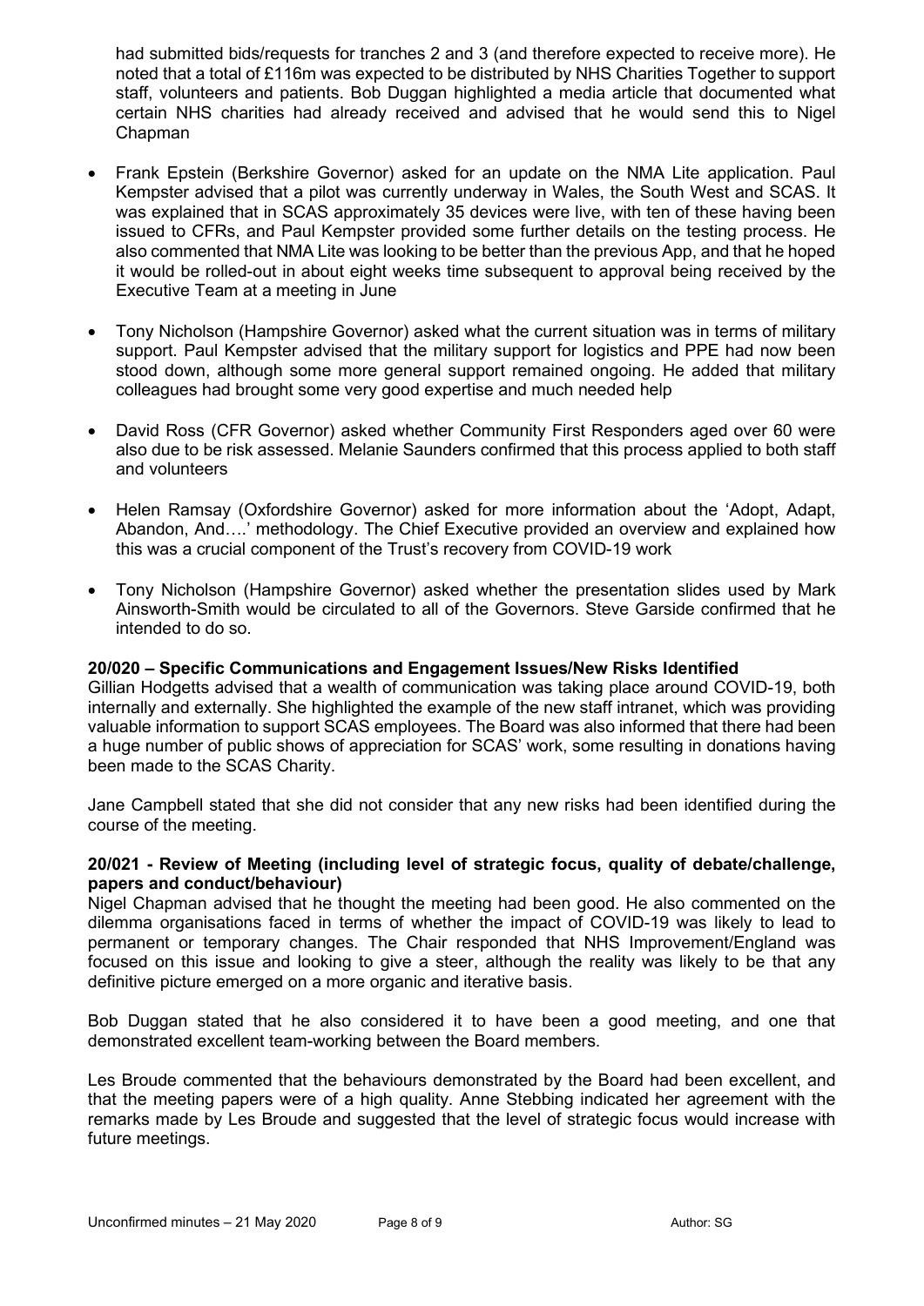had submitted bids/requests for tranches 2 and 3 (and therefore expected to receive more). He noted that a total of £116m was expected to be distributed by NHS Charities Together to support staff, volunteers and patients. Bob Duggan highlighted a media article that documented what certain NHS charities had already received and advised that he would send this to Nigel Chapman

- Frank Epstein (Berkshire Governor) asked for an update on the NMA Lite application. Paul Kempster advised that a pilot was currently underway in Wales, the South West and SCAS. It was explained that in SCAS approximately 35 devices were live, with ten of these having been issued to CFRs, and Paul Kempster provided some further details on the testing process. He also commented that NMA Lite was looking to be better than the previous App, and that he hoped it would be rolled-out in about eight weeks time subsequent to approval being received by the Executive Team at a meeting in June

- Tony Nicholson (Hampshire Governor) asked what the current situation was in terms of military support. Paul Kempster advised that the military support for logistics and PPE had now been stood down, although some more general support remained ongoing. He added that military colleagues had brought some very good expertise and much needed help

- David Ross (CFR Governor) asked whether Community First Responders aged over 60 were also due to be risk assessed. Melanie Saunders confirmed that this process applied to both staff and volunteers

- Helen Ramsay (Oxfordshire Governor) asked for more information about the 'Adopt, Adapt, Abandon, And….' methodology. The Chief Executive provided an overview and explained how this was a crucial component of the Trust's recovery from COVID-19 work

- Tony Nicholson (Hampshire Governor) asked whether the presentation slides used by Mark Ainsworth-Smith would be circulated to all of the Governors. Steve Garside confirmed that he intended to do so.

**20/020 – Specific Communications and Engagement Issues/New Risks Identified**

Gillian Hodgetts advised that a wealth of communication was taking place around COVID-19, both internally and externally. She highlighted the example of the new staff intranet, which was providing valuable information to support SCAS employees. The Board was also informed that there had been a huge number of public shows of appreciation for SCAS' work, some resulting in donations having been made to the SCAS Charity.

Jane Campbell stated that she did not consider that any new risks had been identified during the course of the meeting.

**20/021 - Review of Meeting (including level of strategic focus, quality of debate/challenge, papers and conduct/behaviour)**

Nigel Chapman advised that he thought the meeting had been good. He also commented on the dilemma organisations faced in terms of whether the impact of COVID-19 was likely to lead to permanent or temporary changes. The Chair responded that NHS Improvement/England was focused on this issue and looking to give a steer, although the reality was likely to be that any definitive picture emerged on a more organic and iterative basis.

Bob Duggan stated that he also considered it to have been a good meeting, and one that demonstrated excellent team-working between the Board members.

Les Broude commented that the behaviours demonstrated by the Board had been excellent, and that the meeting papers were of a high quality. Anne Stebbing indicated her agreement with the remarks made by Les Broude and suggested that the level of strategic focus would increase with future meetings.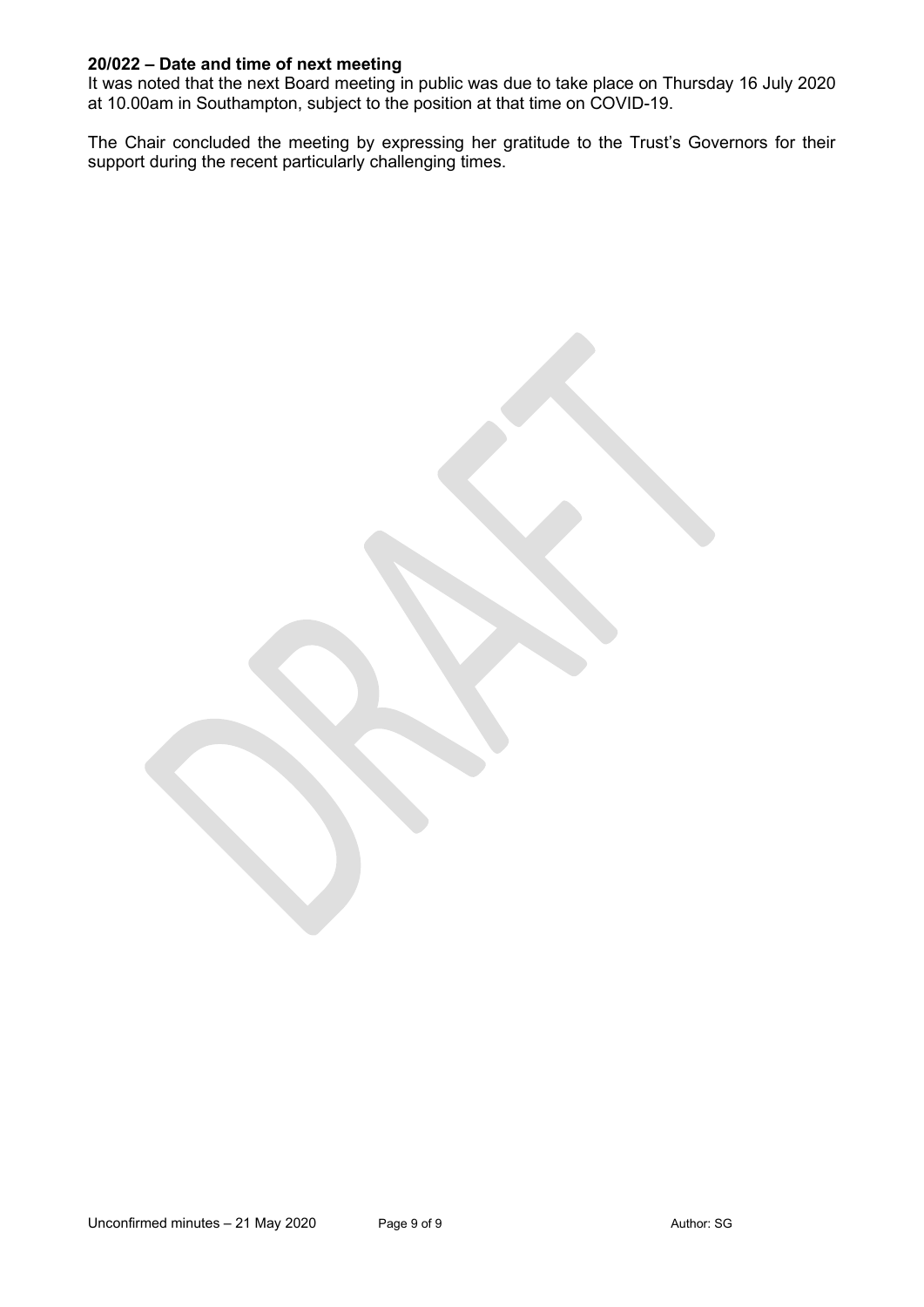**20/022 – Date and time of next meeting**

It was noted that the next Board meeting in public was due to take place on Thursday 16 July 2020 at 10.00am in Southampton, subject to the position at that time on COVID-19.

The Chair concluded the meeting by expressing her gratitude to the Trust's Governors for their support during the recent particularly challenging times.